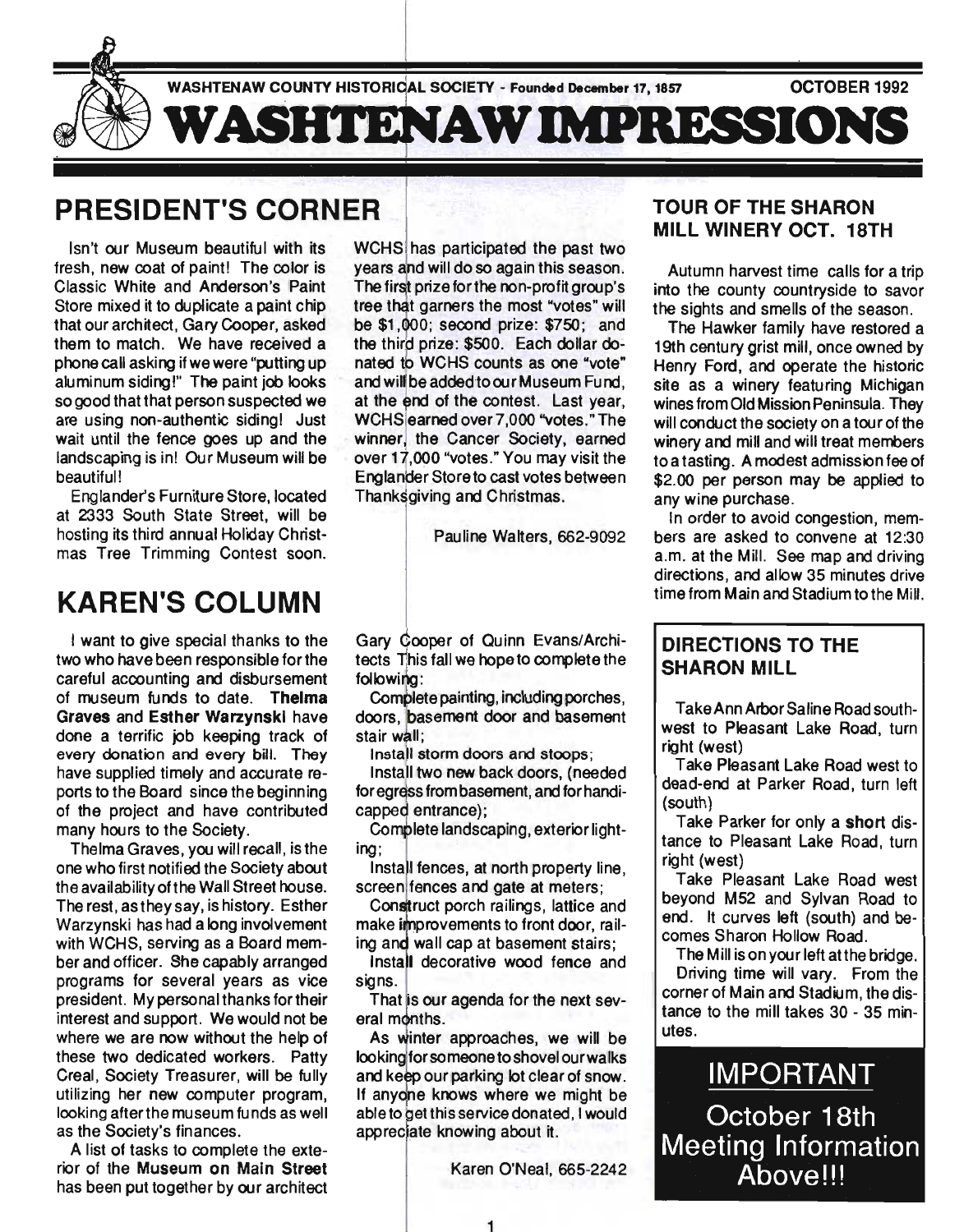WASHTENAW COUNTY HISTORICAL SOCIETY - Founded December 17, 1857 — OCTOBER 1992

# WASHTENAW IMPRESSIONS

## PRESIDENT'S CORNER

Isn't our Museum beautiful with its fresh, new coat of paint! The color is Classic White and Anderson's Paint Store mixed it to duplicate a paint chip that our architect, Gary Cooper, asked them to match. We have received a phone call asking if we were "putting up aluminum siding!" The paint job looks so good that that person suspected we are using non-authentic siding! Just wait until the fence goes up and the landscaping is in! Our Museum will be beautiful!

Englander's Furniture Store, located at 2333 South State Street, will be hosting its third annual Holiday Christmas Tree Trimming Contest soon. WCHS has participated the past two years and will do so again this season. The first prize for the non-profit group's tree that garners the most "votes" will be $1,000; second prize: $750; and the third prize: $500. Each dollar donated to WCHS counts as one "vote" and will be added to our Museum Fund, at the end of the contest. Last year, WCHS earned over 7,000 "votes." The winner, the Cancer Society, earned over 17,000 "votes." You may visit the Englander Store to cast votes between Thanksgiving and Christmas.

Pauline Walters, 662-9092

## KAREN'S COLUMN

I want to give special thanks to the two who have been responsible for the careful accounting and disbursement of museum funds to date. **Thelma Graves** and **Esther Warzynski** have done a terrific job keeping track of every donation and every bill. They have supplied timely and accurate reports to the Board since the beginning of the project and have contributed many hours to the Society.

Thelma Graves, you will recall, is the one who first notified the Society about the availability of the Wall Street house. The rest, as they say, is history. Esther Warzynski has had a long involvement with WCHS, serving as a Board member and officer. She capably arranged programs for several years as vice president. My personal thanks for their interest and support. We would not be where we are now without the help of these two dedicated workers. Patty Creal, Society Treasurer, will be fully utilizing her new computer program, looking after the museum funds as well as the Society's finances.

A list of tasks to complete the exterior of the **Museum on Main Street** has been put together by our architect Gary Cooper of Quinn Evans/Architects. This fall we hope to complete the following:

Complete painting, including porches, doors, basement door and basement stair wall;

Install storm doors and stoops;

Install two new back doors, (needed for egress from basement, and for handicapped entrance);

Complete landscaping, exterior lighting;

Install fences, at north property line, screen fences and gate at meters;

Construct porch railings, lattice and make improvements to front door, railing and wall cap at basement stairs;

Install decorative wood fence and signs.

That is our agenda for the next several months.

As winter approaches, we will be looking for someone to shovel our walks and keep our parking lot clear of snow. If anyone knows where we might be able to get this service donated, I would appreciate knowing about it.

Karen O'Neal, 665-2242

## TOUR OF THE SHARON MILL WINERY OCT. 18TH

Autumn harvest time calls for a trip into the county countryside to savor the sights and smells of the season.

The Hawker family have restored a 19th century grist mill, once owned by Henry Ford, and operate the historic site as a winery featuring Michigan wines from Old Mission Peninsula. They will conduct the society on a tour of the winery and mill and will treat members to a tasting. A modest admission fee of $2.00 per person may be applied to any wine purchase.

In order to avoid congestion, members are asked to convene at 12:30 a.m. at the Mill. See map and driving directions, and allow 35 minutes drive time from Main and Stadium to the Mill.

### DIRECTIONS TO THE SHARON MILL

Take Ann Arbor Saline Road southwest to Pleasant Lake Road, turn right (west)

Take Pleasant Lake Road west to dead-end at Parker Road, turn left (south)

Take Parker for only a **short** distance to Pleasant Lake Road, turn right (west)

Take Pleasant Lake Road west beyond M52 and Sylvan Road to end. It curves left (south) and becomes Sharon Hollow Road.

The Mill is on your left at the bridge.

Driving time will vary. From the corner of Main and Stadium, the distance to the mill takes 30 - 35 minutes.

## IMPORTANT

October 18th Meeting Information Above!!!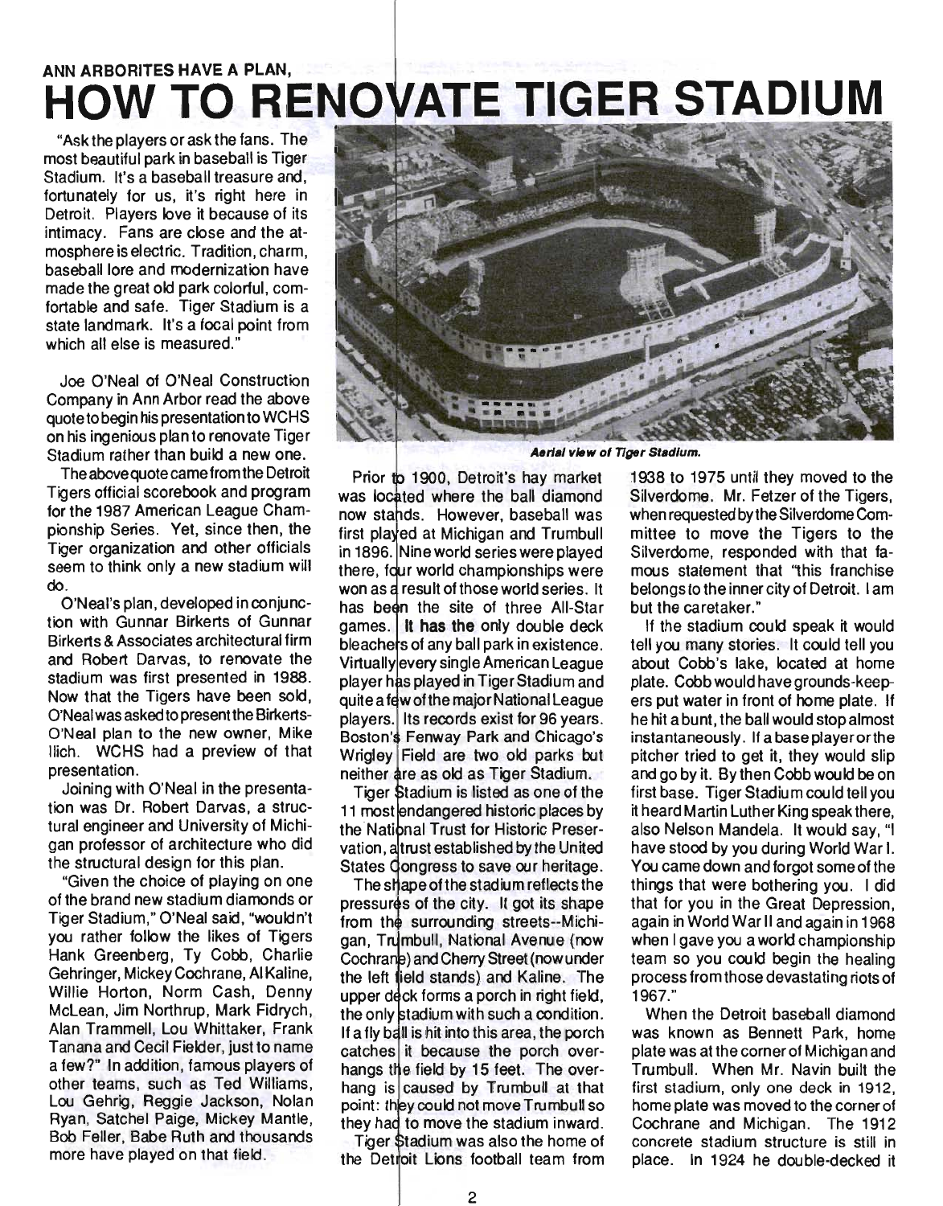ANN ARBORITES HAVE A PLAN,

# HOW TO RENOVATE TIGER STADIUM

"Ask the players or ask the fans. The most beautiful park in baseball is Tiger Stadium. It's a baseball treasure and, fortunately for us, it's right here in Detroit. Players love it because of its intimacy. Fans are close and the atmosphere is electric. Tradition, charm, baseball lore and modernization have made the great old park colorful, comfortable and safe. Tiger Stadium is a state landmark. It's a focal point from which all else is measured."

Joe O'Neal of O'Neal Construction Company in Ann Arbor read the above quote to begin his presentation to WCHS on his ingenious plan to renovate Tiger Stadium rather than build a new one.

The above quote came from the Detroit Tigers official scorebook and program for the 1987 American League Championship Series. Yet, since then, the Tiger organization and other officials seem to think only a new stadium will do.

O'Neal's plan, developed in conjunction with Gunnar Birkerts of Gunnar Birkerts & Associates architectural firm and Robert Darvas, to renovate the stadium was first presented in 1988. Now that the Tigers have been sold, O'Neal was asked to present the Birkerts-O'Neal plan to the new owner, Mike Ilich. WCHS had a preview of that presentation.

Joining with O'Neal in the presentation was Dr. Robert Darvas, a structural engineer and University of Michigan professor of architecture who did the structural design for this plan.

"Given the choice of playing on one of the brand new stadium diamonds or Tiger Stadium," O'Neal said, "wouldn't you rather follow the likes of Tigers Hank Greenberg, Ty Cobb, Charlie Gehringer, Mickey Cochrane, Al Kaline, Willie Horton, Norm Cash, Denny McLean, Jim Northrup, Mark Fidrych, Alan Trammell, Lou Whittaker, Frank Tanana and Cecil Fielder, just to name a few?" In addition, famous players of other teams, such as Ted Williams, Lou Gehrig, Reggie Jackson, Nolan Ryan, Satchel Paige, Mickey Mantle, Bob Feller, Babe Ruth and thousands more have played on that field.

*Aerial view of Tiger Stadium.*

Prior to 1900, Detroit's hay market was located where the ball diamond now stands. However, baseball was first played at Michigan and Trumbull in 1896. Nine world series were played there, four world championships were won as a result of those world series. It has been the site of three All-Star games. **It has the** only double deck bleachers of any ball park in existence. Virtually every single American League player has played in Tiger Stadium and quite a few of the major National League players. Its records exist for 96 years. Boston's Fenway Park and Chicago's Wrigley Field are two old parks but neither are as old as Tiger Stadium.

Tiger Stadium is listed as one of the 11 most endangered historic places by the National Trust for Historic Preservation, a trust established by the United States Congress to save our heritage.

The shape of the stadium reflects the pressures of the city. It got its shape from the surrounding streets--Michigan, Trumbull, National Avenue (now Cochrane) and Cherry Street (now under the left field stands) and Kaline. The upper deck forms a porch in right field, the only stadium with such a condition. If a fly ball is hit into this area, the porch catches it because the porch overhangs the field by 15 feet. The overhang is caused by Trumbull at that point: they could not move Trumbull so they had to move the stadium inward.

Tiger Stadium was also the home of the Detroit Lions football team from 1938 to 1975 until they moved to the Silverdome. Mr. Fetzer of the Tigers, when requested by the Silverdome Committee to move the Tigers to the Silverdome, responded with that famous statement that "this franchise belongs to the inner city of Detroit. I am but the caretaker."

If the stadium could speak it would tell you many stories. It could tell you about Cobb's lake, located at home plate. Cobb would have grounds-keepers put water in front of home plate. If he hit a bunt, the ball would stop almost instantaneously. If a base player or the pitcher tried to get it, they would slip and go by it. By then Cobb would be on first base. Tiger Stadium could tell you it heard Martin Luther King speak there, also Nelson Mandela. It would say, "I have stood by you during World War I. You came down and forgot some of the things that were bothering you. I did that for you in the Great Depression, again in World War II and again in 1968 when I gave you a world championship team so you could begin the healing process from those devastating riots of 1967."

When the Detroit baseball diamond was known as Bennett Park, home plate was at the corner of Michigan and Trumbull. When Mr. Navin built the first stadium, only one deck in 1912, home plate was moved to the corner of Cochrane and Michigan. The 1912 concrete stadium structure is still in place. In 1924 he double-decked it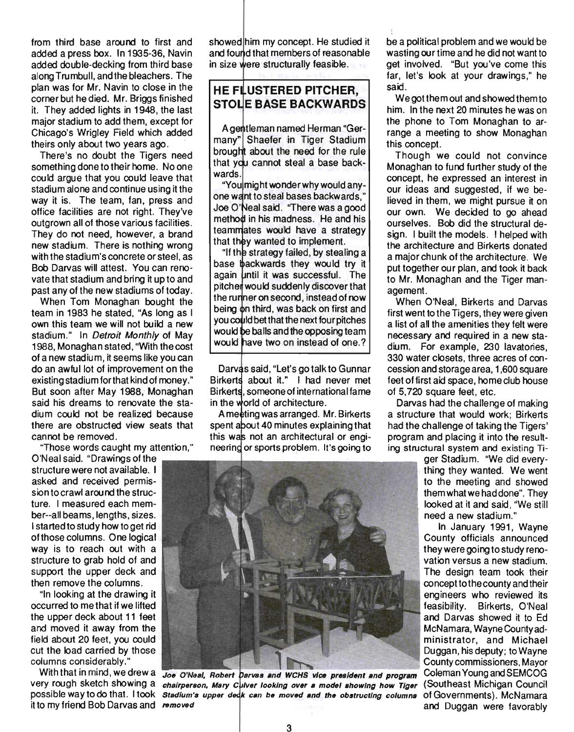from third base around to first and added a press box. In 1935-36, Navin added double-decking from third base along Trumbull, and the bleachers. The plan was for Mr. Navin to close in the corner but he died. Mr. Briggs finished it. They added lights in 1948, the last major stadium to add them, except for Chicago's Wrigley Field which added theirs only about two years ago.

There's no doubt the Tigers need something done to their home. No one could argue that you could leave that stadium alone and continue using it the way it is. The team, fan, press and office facilities are not right. They've outgrown all of those various facilities. They do not need, however, a brand new stadium. There is nothing wrong with the stadium's concrete or steel, as Bob Darvas will attest. You can renovate that stadium and bring it up to and past any of the new stadiums of today.

When Tom Monaghan bought the team in 1983 he stated, "As long as I own this team we will not build a new stadium." In *Detroit Monthly* of May 1988, Monaghan stated, "With the cost of a new stadium, it seems like you can do an awful lot of improvement on the existing stadium for that kind of money." But soon after May 1988, Monaghan said his dreams to renovate the stadium could not be realized because there are obstructed view seats that cannot be removed.

"Those words caught my attention," O'Neal said. "Drawings of the structure were not available. I asked and received permission to crawl around the structure. I measured each member--all beams, lengths, sizes. I started to study how to get rid of those columns. One logical way is to reach out with a structure to grab hold of and support the upper deck and then remove the columns.

"In looking at the drawing it occurred to me that if we lifted the upper deck about 11 feet and moved it away from the field about 20 feet, you could cut the load carried by those columns considerably."

With that in mind, we drew a very rough sketch showing a possible way to do that. I took it to my friend Bob Darvas and showed him my concept. He studied it and found that members of reasonable in size were structurally feasible.

## HE FLUSTERED PITCHER, STOLE BASE BACKWARDS

A gentleman named Herman "Germany" Shaefer in Tiger Stadium brought about the need for the rule that you cannot steal a base backwards.

"You might wonder why would anyone want to steal bases backwards," Joe O'Neal said. "There was a good method in his madness. He and his teammates would have a strategy that they wanted to implement.

"If the strategy failed, by stealing a base backwards they would try it again until it was successful. The pitcher would suddenly discover that the runner on second, instead of now being on third, was back on first and you could bet that the next four pitches would be balls and the opposing team would have two on instead of one.?

Darvas said, "Let's go talk to Gunnar Birkerts about it." I had never met Birkerts, someone of international fame in the world of architecture.

A meeting was arranged. Mr. Birkerts spent about 40 minutes explaining that this was not an architectural or engineering or sports problem. It's going to be a political problem and we would be wasting our time and he did not want to get involved. "But you've come this far, let's look at your drawings," he said.

We got them out and showed them to him. In the next 20 minutes he was on the phone to Tom Monaghan to arrange a meeting to show Monaghan this concept.

Though we could not convince Monaghan to fund further study of the concept, he expressed an interest in our ideas and suggested, if we believed in them, we might pursue it on our own. We decided to go ahead ourselves. Bob did the structural design. I built the models. I helped with the architecture and Birkerts donated a major chunk of the architecture. We put together our plan, and took it back to Mr. Monaghan and the Tiger management.

When O'Neal, Birkerts and Darvas first went to the Tigers, they were given a list of all the amenities they felt were necessary and required in a new stadium. For example, 230 lavatories, 330 water closets, three acres of concession and storage area, 1,600 square feet of first aid space, home club house of 5,720 square feet, etc.

Darvas had the challenge of making a structure that would work; Birkerts had the challenge of taking the Tigers' program and placing it into the resulting structural system and existing Tiger Stadium. "We did everything they wanted. We went to the meeting and showed them what we had done". They looked at it and said, "We still need a new stadium."

In January 1991, Wayne County officials announced they were going to study renovation versus a new stadium. The design team took their concept to the county and their engineers who reviewed its feasibility. Birkerts, O'Neal and Darvas showed it to Ed McNamara, Wayne County administrator, and Michael Duggan, his deputy; to Wayne County commissioners, Mayor Coleman Young and SEMCOG (Southeast Michigan Council of Governments). McNamara and Duggan were favorably

*Joe O'Neal, Robert Darvas and WCHS vice president and program chairperson, Mary Culver looking over a model showing how Tiger Stadium's upper deck can be moved and the obstructing columns removed*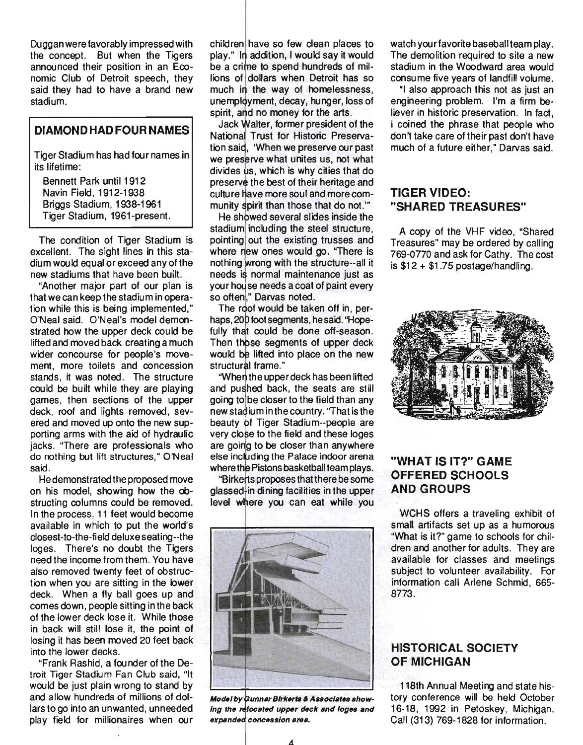Duggan were favorably impressed with the concept. But when the Tigers announced their position in an Economic Club of Detroit speech, they said they had to have a brand new stadium.

### DIAMOND HAD FOUR NAMES

Tiger Stadium has had four names in its lifetime:

Bennett Park until 1912
Navin Field, 1912-1938
Briggs Stadium, 1938-1961
Tiger Stadium, 1961-present.

The condition of Tiger Stadium is excellent. The sight lines in this stadium would equal or exceed any of the new stadiums that have been built.

"Another major part of our plan is that we can keep the stadium in operation while this is being implemented," O'Neal said. O'Neal's model demonstrated how the upper deck could be lifted and moved back creating a much wider concourse for people's movement, more toilets and concession stands, it was noted. The structure could be built while they are playing games, then sections of the upper deck, roof and lights removed, severed and moved up onto the new supporting arms with the aid of hydraulic jacks. "There are professionals who do nothing but lift structures," O'Neal said.

He demonstrated the proposed move on his model, showing how the obstructing columns could be removed. In the process, 11 feet would become available in which to put the world's closest-to-the-field deluxe seating--the loges. There's no doubt the Tigers need the income from them. You have also removed twenty feet of obstruction when you are sitting in the lower deck. When a fly ball goes up and comes down, people sitting in the back of the lower deck lose it. While those in back will still lose it, the point of losing it has been moved 20 feet back into the lower decks.

"Frank Rashid, a founder of the Detroit Tiger Stadium Fan Club said, "It would be just plain wrong to stand by and allow hundreds of millions of dollars to go into an unwanted, unneeded play field for millionaires when our children have so few clean places to play." In addition, I would say it would be a crime to spend hundreds of millions of dollars when Detroit has so much in the way of homelessness, unemployment, decay, hunger, loss of spirit, and no money for the arts.

Jack Walter, former president of the National Trust for Historic Preservation said, 'When we preserve our past we preserve what unites us, not what divides us, which is why cities that do preserve the best of their heritage and culture have more soul and more community spirit than those that do not.'"

He showed several slides inside the stadium including the steel structure, pointing out the existing trusses and where new ones would go. "There is nothing wrong with the structure--all it needs is normal maintenance just as your house needs a coat of paint every so often," Darvas noted.

The roof would be taken off in, perhaps, 200 foot segments, he said. "Hopefully that could be done off-season. Then those segments of upper deck would be lifted into place on the new structural frame."

"When the upper deck has been lifted and pushed back, the seats are still going to be closer to the field than any new stadium in the country. "That is the beauty of Tiger Stadium--people are very close to the field and these loges are going to be closer than anywhere else including the Palace indoor arena where the Pistons basketball team plays.

"Birkerts proposes that there be some glassed-in dining facilities in the upper level where you can eat while you watch your favorite baseball team play. The demolition required to site a new stadium in the Woodward area would consume five years of landfill volume.

"I also approach this not as just an engineering problem. I'm a firm believer in historic preservation. In fact, I coined the phrase that people who don't take care of their past don't have much of a future either," Darvas said.

***Model by Gunnar Birkerts & Associates showing the relocated upper deck and loges and expanded concession area.***

### TIGER VIDEO: "SHARED TREASURES"

A copy of the VHF video, "Shared Treasures" may be ordered by calling 769-0770 and ask for Cathy. The cost is $12 + $1.75 postage/handling.

### "WHAT IS IT?" GAME OFFERED SCHOOLS AND GROUPS

WCHS offers a traveling exhibit of small artifacts set up as a humorous "What is it?" game to schools for children and another for adults. They are available for classes and meetings subject to volunteer availability. For information call Arlene Schmid, 665-8773.

### HISTORICAL SOCIETY OF MICHIGAN

118th Annual Meeting and state history conference will be held October 16-18, 1992 in Petoskey, Michigan. Call (313) 769-1828 for information.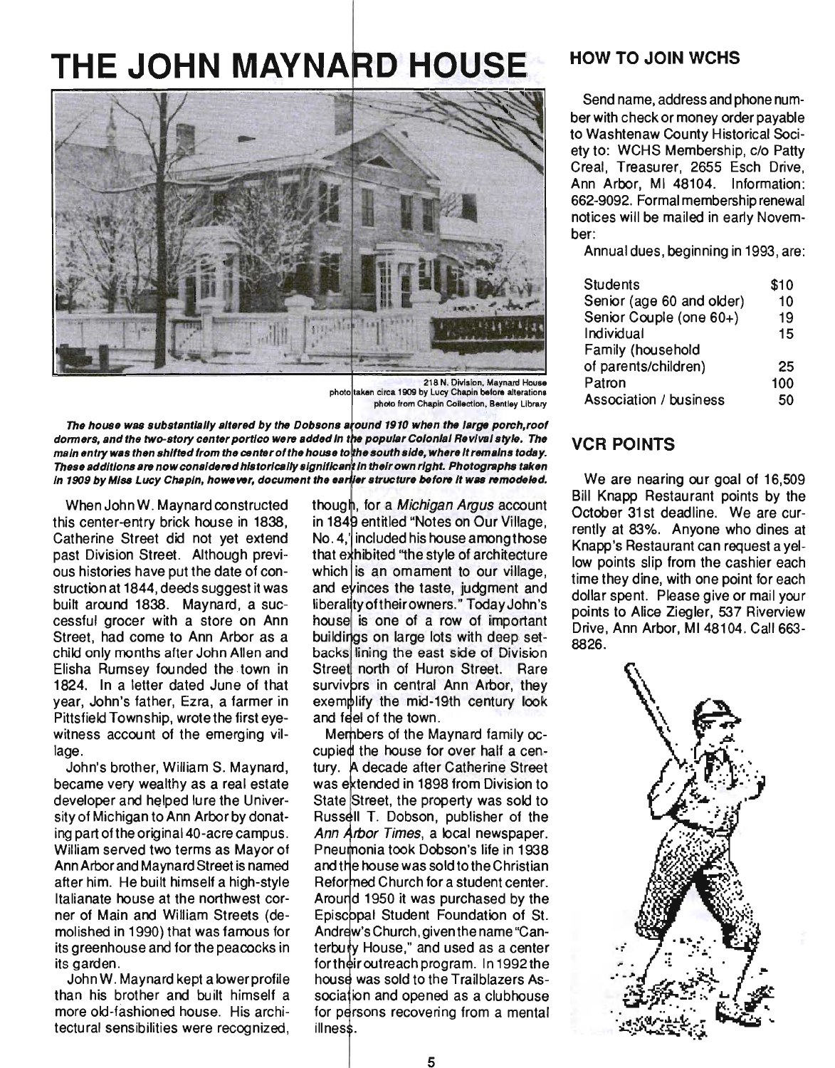# THE JOHN MAYNARD HOUSE

218 N. Division, Maynard House
photo taken circa 1909 by Lucy Chapin before alterations
photo from Chapin Collection, Bentley Library

***The house was substantially altered by the Dobsons around 1910 when the large porch, roof dormers, and the two-story center portico were added in the popular Colonial Revival style. The main entry was then shifted from the center of the house to the south side, where it remains today. These additions are now considered historically significant in their own right. Photographs taken in 1909 by Miss Lucy Chapin, however, document the earlier structure before it was remodeled.***

When John W. Maynard constructed this center-entry brick house in 1838, Catherine Street did not yet extend past Division Street. Although previous histories have put the date of construction at 1844, deeds suggest it was built around 1838. Maynard, a successful grocer with a store on Ann Street, had come to Ann Arbor as a child only months after John Allen and Elisha Rumsey founded the town in 1824. In a letter dated June of that year, John's father, Ezra, a farmer in Pittsfield Township, wrote the first eyewitness account of the emerging village.

John's brother, William S. Maynard, became very wealthy as a real estate developer and helped lure the University of Michigan to Ann Arbor by donating part of the original 40-acre campus. William served two terms as Mayor of Ann Arbor and Maynard Street is named after him. He built himself a high-style Italianate house at the northwest corner of Main and William Streets (demolished in 1990) that was famous for its greenhouse and for the peacocks in its garden.

John W. Maynard kept a lower profile than his brother and built himself a more old-fashioned house. His architectural sensibilities were recognized, though, for a *Michigan Argus* account in 1849 entitled "Notes on Our Village, No. 4," included his house among those that exhibited "the style of architecture which is an ornament to our village, and evinces the taste, judgment and liberality of their owners." Today John's house is one of a row of important buildings on large lots with deep setbacks lining the east side of Division Street north of Huron Street. Rare survivors in central Ann Arbor, they exemplify the mid-19th century look and feel of the town.

Members of the Maynard family occupied the house for over half a century. A decade after Catherine Street was extended in 1898 from Division to State Street, the property was sold to Russell T. Dobson, publisher of the *Ann Arbor Times*, a local newspaper. Pneumonia took Dobson's life in 1938 and the house was sold to the Christian Reformed Church for a student center. Around 1950 it was purchased by the Episcopal Student Foundation of St. Andrew's Church, given the name "Canterbury House," and used as a center for their outreach program. In 1992 the house was sold to the Trailblazers Association and opened as a clubhouse for persons recovering from a mental illness.

## HOW TO JOIN WCHS

Send name, address and phone number with check or money order payable to Washtenaw County Historical Society to: WCHS Membership, c/o Patty Creal, Treasurer, 2655 Esch Drive, Ann Arbor, MI 48104. Information: 662-9092. Formal membership renewal notices will be mailed in early November:

Annual dues, beginning in 1993, are:

| | |
|---|---|
| Students | $10 |
| Senior (age 60 and older) | 10 |
| Senior Couple (one 60+) | 19 |
| Individual | 15 |
| Family (household of parents/children) | 25 |
| Patron | 100 |
| Association / business | 50 |

## VCR POINTS

We are nearing our goal of 16,509 Bill Knapp Restaurant points by the October 31st deadline. We are currently at 83%. Anyone who dines at Knapp's Restaurant can request a yellow points slip from the cashier each time they dine, with one point for each dollar spent. Please give or mail your points to Alice Ziegler, 537 Riverview Drive, Ann Arbor, MI 48104. Call 663-8826.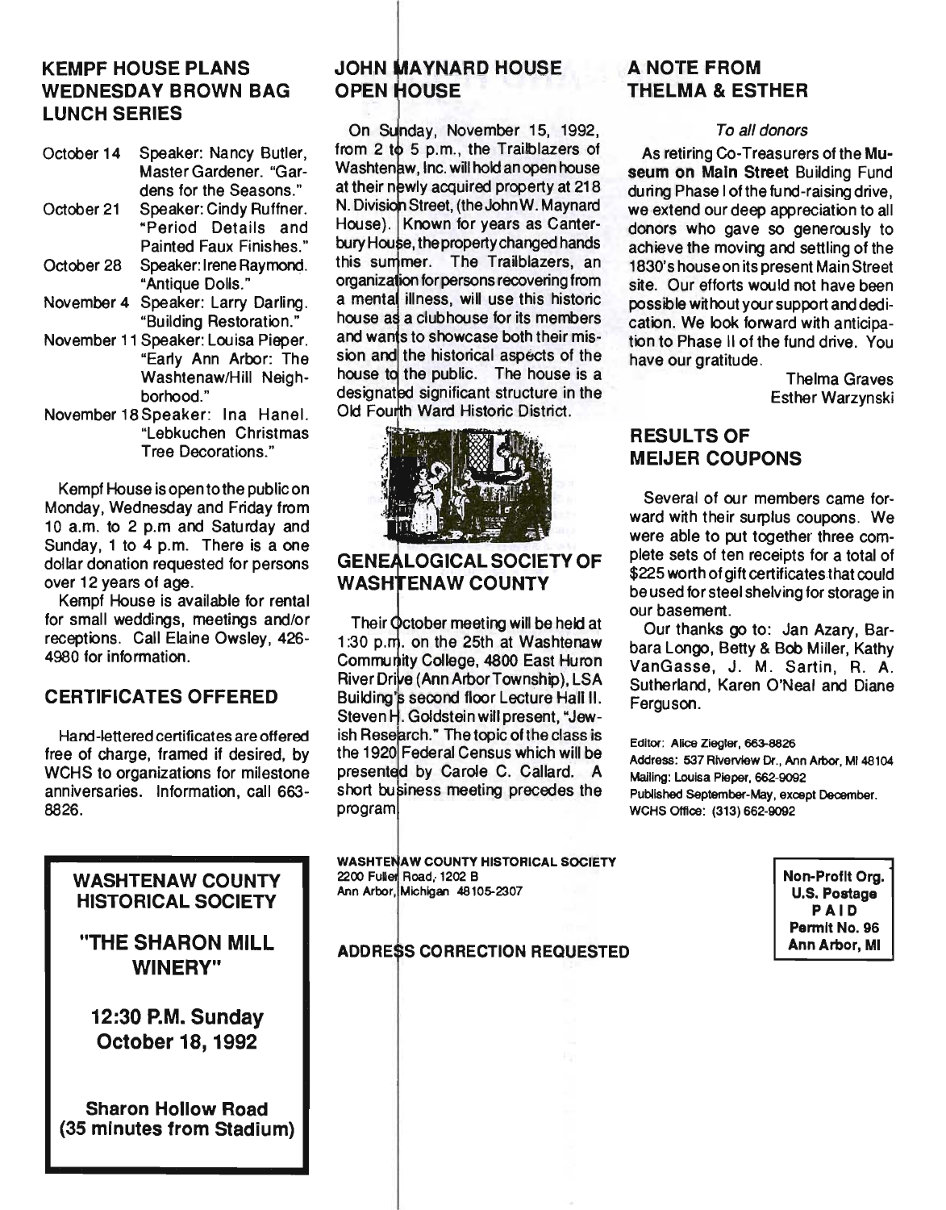## KEMPF HOUSE PLANS WEDNESDAY BROWN BAG LUNCH SERIES

| | |
|---|---|
| October 14 | Speaker: Nancy Butler, Master Gardener. "Gardens for the Seasons." |
| October 21 | Speaker: Cindy Ruffner. "Period Details and Painted Faux Finishes." |
| October 28 | Speaker: Irene Raymond. "Antique Dolls." |
| November 4 | Speaker: Larry Darling. "Building Restoration." |
| November 11 | Speaker: Louisa Pieper. "Early Ann Arbor: The Washtenaw/Hill Neighborhood." |
| November 18 | Speaker: Ina Hanel. "Lebkuchen Christmas Tree Decorations." |

Kempf House is open to the public on Monday, Wednesday and Friday from 10 a.m. to 2 p.m and Saturday and Sunday, 1 to 4 p.m. There is a one dollar donation requested for persons over 12 years of age.

Kempf House is available for rental for small weddings, meetings and/or receptions. Call Elaine Owsley, 426-4980 for information.

## CERTIFICATES OFFERED

Hand-lettered certificates are offered free of charge, framed if desired, by WCHS to organizations for milestone anniversaries. Information, call 663-8826.

## JOHN MAYNARD HOUSE OPEN HOUSE

On Sunday, November 15, 1992, from 2 to 5 p.m., the Trailblazers of Washtenaw, Inc. will hold an open house at their newly acquired property at 218 N. Division Street, (the John W. Maynard House). Known for years as Canterbury House, the property changed hands this summer. The Trailblazers, an organization for persons recovering from a mental illness, will use this historic house as a clubhouse for its members and wants to showcase both their mission and the historical aspects of the house to the public. The house is a designated significant structure in the Old Fourth Ward Historic District.

## GENEALOGICAL SOCIETY OF WASHTENAW COUNTY

Their October meeting will be held at 1:30 p.m. on the 25th at Washtenaw Community College, 4800 East Huron River Drive (Ann Arbor Township), LSA Building's second floor Lecture Hall II. Steven H. Goldstein will present, "Jewish Research." The topic of the class is the 1920 Federal Census which will be presented by Carole C. Callard. A short business meeting precedes the program.

## A NOTE FROM THELMA & ESTHER

*To all donors*

As retiring Co-Treasurers of the **Museum on Main Street** Building Fund during Phase I of the fund-raising drive, we extend our deep appreciation to all donors who gave so generously to achieve the moving and settling of the 1830's house on its present Main Street site. Our efforts would not have been possible without your support and dedication. We look forward with anticipation to Phase II of the fund drive. You have our gratitude.

Thelma Graves
Esther Warzynski

## RESULTS OF MEIJER COUPONS

Several of our members came forward with their surplus coupons. We were able to put together three complete sets of ten receipts for a total of $225 worth of gift certificates that could be used for steel shelving for storage in our basement.

Our thanks go to: Jan Azary, Barbara Longo, Betty & Bob Miller, Kathy VanGasse, J. M. Sartin, R. A. Sutherland, Karen O'Neal and Diane Ferguson.

Editor: Alice Ziegler, 663-8826
Address: 537 Riverview Dr., Ann Arbor, MI 48104
Mailing: Louisa Pieper, 662-9092
Published September-May, except December.
WCHS Office: (313) 662-9092

**WASHTENAW COUNTY HISTORICAL SOCIETY**

**"THE SHARON MILL WINERY"**

**12:30 P.M. Sunday October 18, 1992**

**Sharon Hollow Road (35 minutes from Stadium)**

WASHTENAW COUNTY HISTORICAL SOCIETY
2200 Fuller Road, 1202 B
Ann Arbor, Michigan 48105-2307

ADDRESS CORRECTION REQUESTED

Non-Profit Org.
U.S. Postage
PAID
Permit No. 96
Ann Arbor, MI